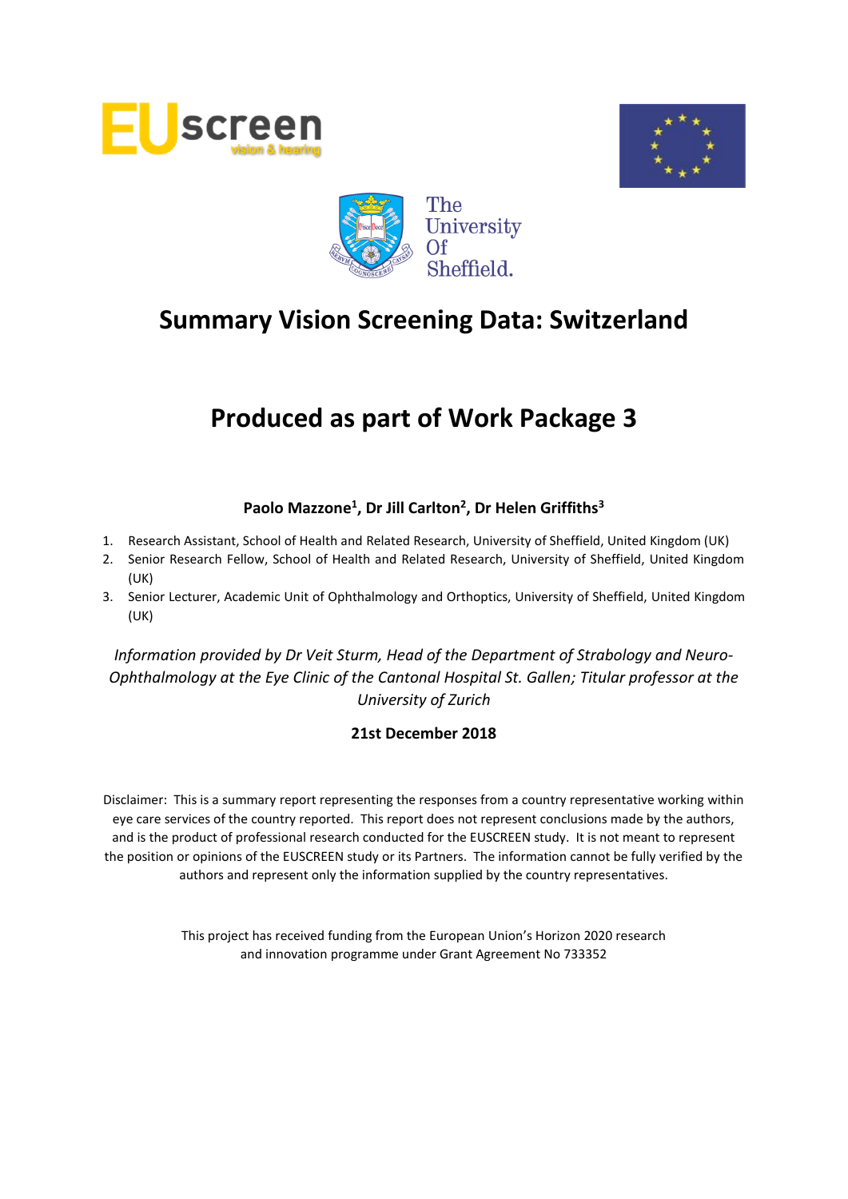# Summary Vision Screening Data: Switzerland

# Produced as part of Work Package 3

**Paolo Mazzone[1], Dr Jill Carlton[2], Dr Helen Griffiths[3]**

1. Research Assistant, School of Health and Related Research, University of Sheffield, United Kingdom (UK)
2. Senior Research Fellow, School of Health and Related Research, University of Sheffield, United Kingdom (UK)
3. Senior Lecturer, Academic Unit of Ophthalmology and Orthoptics, University of Sheffield, United Kingdom (UK)

*Information provided by Dr Veit Sturm, Head of the Department of Strabology and Neuro-Ophthalmology at the Eye Clinic of the Cantonal Hospital St. Gallen; Titular professor at the University of Zurich*

**21st December 2018**

Disclaimer: This is a summary report representing the responses from a country representative working within eye care services of the country reported. This report does not represent conclusions made by the authors, and is the product of professional research conducted for the EUSCREEN study. It is not meant to represent the position or opinions of the EUSCREEN study or its Partners. The information cannot be fully verified by the authors and represent only the information supplied by the country representatives.

This project has received funding from the European Union's Horizon 2020 research and innovation programme under Grant Agreement No 733352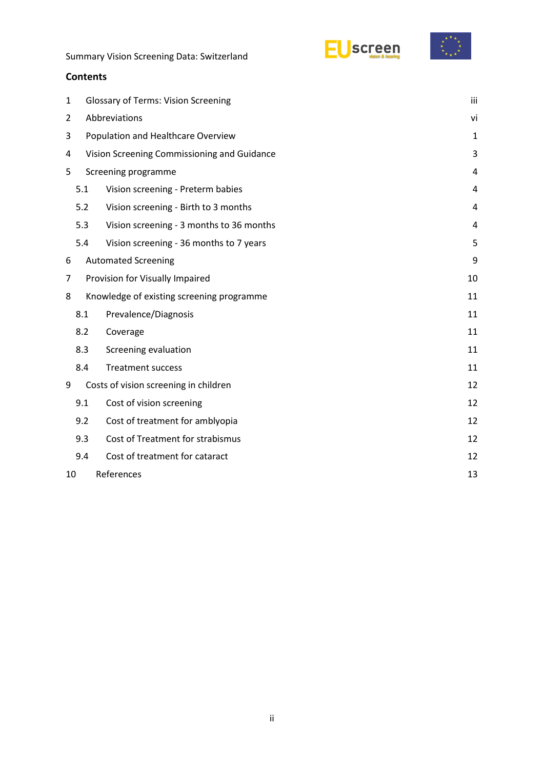## Contents

| | | |
|---|---|---|
| 1 | Glossary of Terms: Vision Screening | iii |
| 2 | Abbreviations | vi |
| 3 | Population and Healthcare Overview | 1 |
| 4 | Vision Screening Commissioning and Guidance | 3 |
| 5 | Screening programme | 4 |
| 5.1 | Vision screening - Preterm babies | 4 |
| 5.2 | Vision screening - Birth to 3 months | 4 |
| 5.3 | Vision screening - 3 months to 36 months | 4 |
| 5.4 | Vision screening - 36 months to 7 years | 5 |
| 6 | Automated Screening | 9 |
| 7 | Provision for Visually Impaired | 10 |
| 8 | Knowledge of existing screening programme | 11 |
| 8.1 | Prevalence/Diagnosis | 11 |
| 8.2 | Coverage | 11 |
| 8.3 | Screening evaluation | 11 |
| 8.4 | Treatment success | 11 |
| 9 | Costs of vision screening in children | 12 |
| 9.1 | Cost of vision screening | 12 |
| 9.2 | Cost of treatment for amblyopia | 12 |
| 9.3 | Cost of Treatment for strabismus | 12 |
| 9.4 | Cost of treatment for cataract | 12 |
| 10 | References | 13 |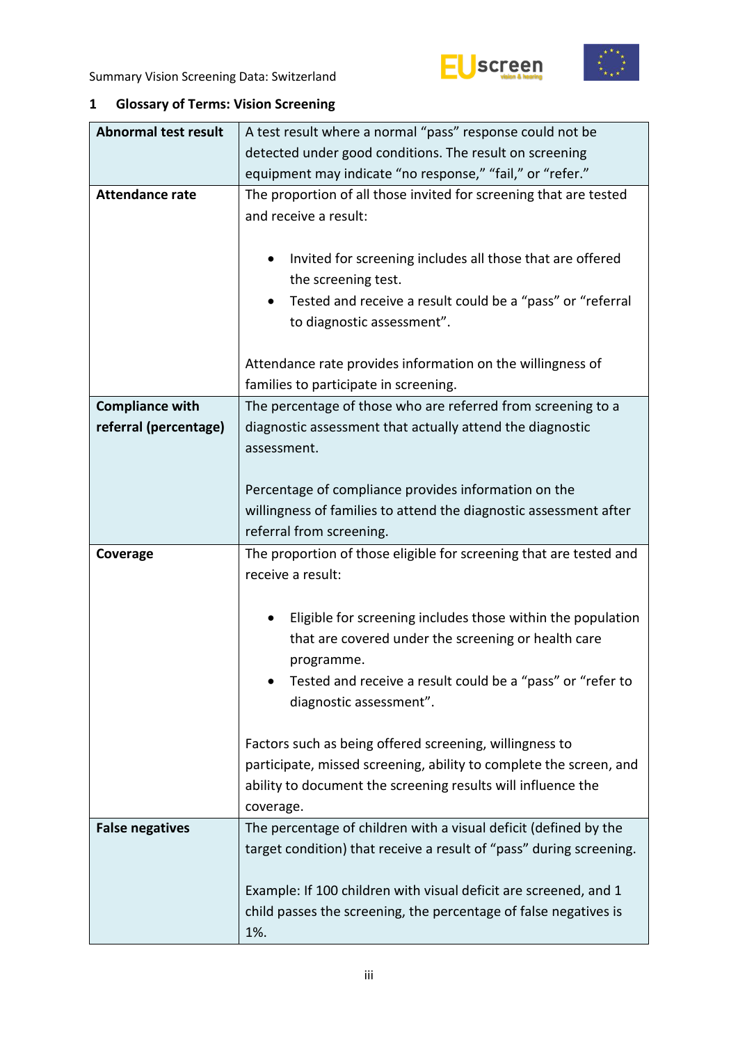## 1 Glossary of Terms: Vision Screening

| Term | Definition |
|---|---|
| **Abnormal test result** | A test result where a normal "pass" response could not be detected under good conditions. The result on screening equipment may indicate "no response," "fail," or "refer." |
| **Attendance rate** | The proportion of all those invited for screening that are tested and receive a result:<br><br>• Invited for screening includes all those that are offered the screening test.<br>• Tested and receive a result could be a "pass" or "referral to diagnostic assessment".<br><br>Attendance rate provides information on the willingness of families to participate in screening. |
| **Compliance with referral (percentage)** | The percentage of those who are referred from screening to a diagnostic assessment that actually attend the diagnostic assessment.<br><br>Percentage of compliance provides information on the willingness of families to attend the diagnostic assessment after referral from screening. |
| **Coverage** | The proportion of those eligible for screening that are tested and receive a result:<br><br>• Eligible for screening includes those within the population that are covered under the screening or health care programme.<br>• Tested and receive a result could be a "pass" or "refer to diagnostic assessment".<br><br>Factors such as being offered screening, willingness to participate, missed screening, ability to complete the screen, and ability to document the screening results will influence the coverage. |
| **False negatives** | The percentage of children with a visual deficit (defined by the target condition) that receive a result of "pass" during screening.<br><br>Example: If 100 children with visual deficit are screened, and 1 child passes the screening, the percentage of false negatives is 1%. |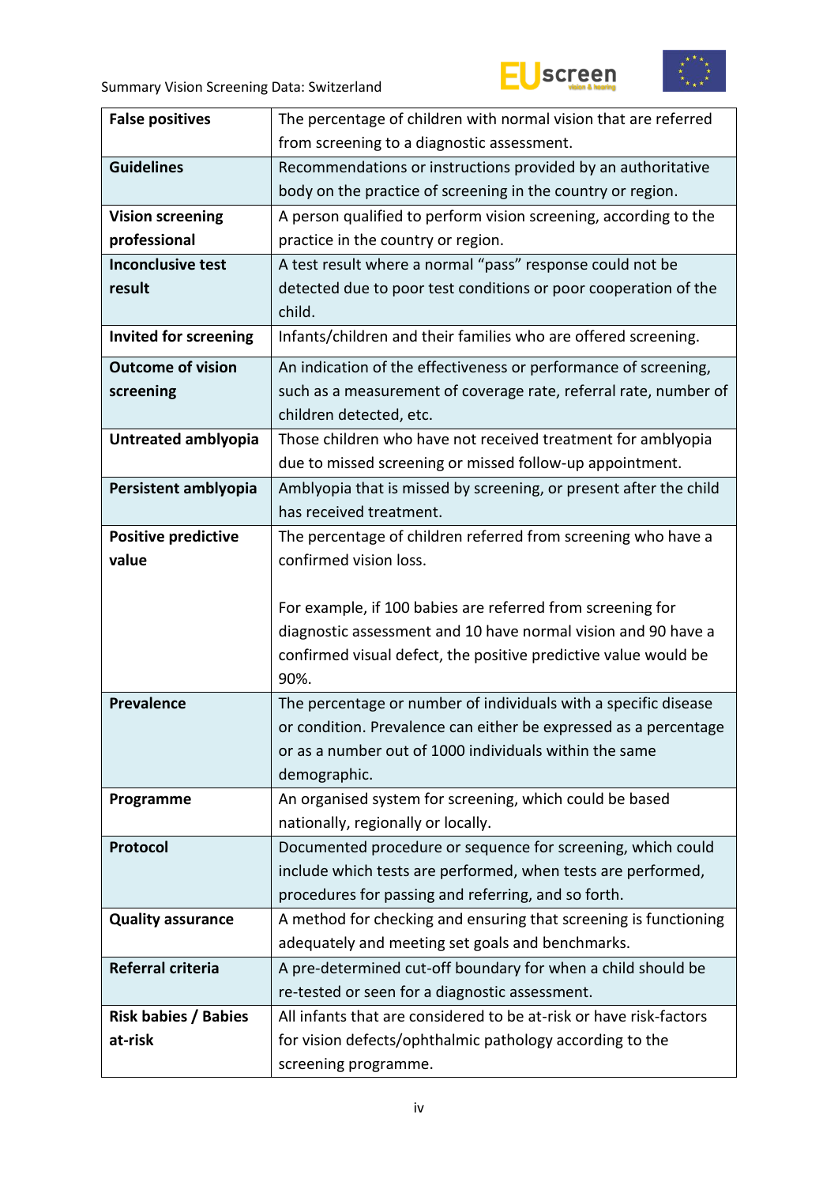| | |
|---|---|
| **False positives** | The percentage of children with normal vision that are referred from screening to a diagnostic assessment. |
| **Guidelines** | Recommendations or instructions provided by an authoritative body on the practice of screening in the country or region. |
| **Vision screening professional** | A person qualified to perform vision screening, according to the practice in the country or region. |
| **Inconclusive test result** | A test result where a normal "pass" response could not be detected due to poor test conditions or poor cooperation of the child. |
| **Invited for screening** | Infants/children and their families who are offered screening. |
| **Outcome of vision screening** | An indication of the effectiveness or performance of screening, such as a measurement of coverage rate, referral rate, number of children detected, etc. |
| **Untreated amblyopia** | Those children who have not received treatment for amblyopia due to missed screening or missed follow-up appointment. |
| **Persistent amblyopia** | Amblyopia that is missed by screening, or present after the child has received treatment. |
| **Positive predictive value** | The percentage of children referred from screening who have a confirmed vision loss.<br><br>For example, if 100 babies are referred from screening for diagnostic assessment and 10 have normal vision and 90 have a confirmed visual defect, the positive predictive value would be 90%. |
| **Prevalence** | The percentage or number of individuals with a specific disease or condition. Prevalence can either be expressed as a percentage or as a number out of 1000 individuals within the same demographic. |
| **Programme** | An organised system for screening, which could be based nationally, regionally or locally. |
| **Protocol** | Documented procedure or sequence for screening, which could include which tests are performed, when tests are performed, procedures for passing and referring, and so forth. |
| **Quality assurance** | A method for checking and ensuring that screening is functioning adequately and meeting set goals and benchmarks. |
| **Referral criteria** | A pre-determined cut-off boundary for when a child should be re-tested or seen for a diagnostic assessment. |
| **Risk babies / Babies at-risk** | All infants that are considered to be at-risk or have risk-factors for vision defects/ophthalmic pathology according to the screening programme. |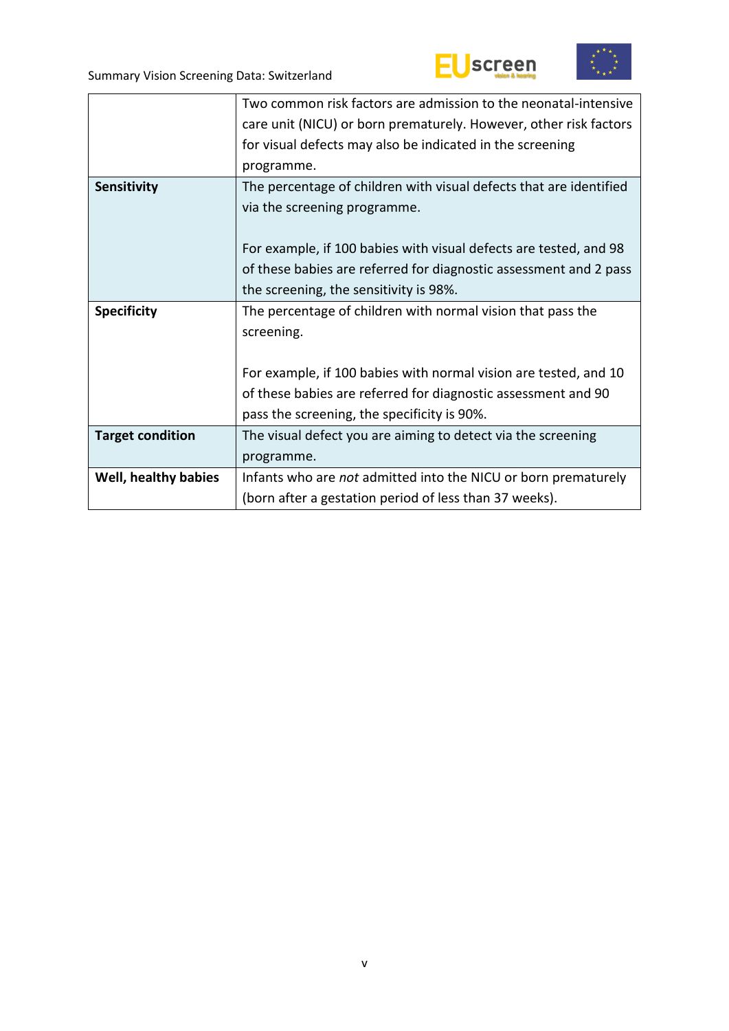|  |  |
|---|---|
|  | Two common risk factors are admission to the neonatal-intensive care unit (NICU) or born prematurely. However, other risk factors for visual defects may also be indicated in the screening programme. |
| **Sensitivity** | The percentage of children with visual defects that are identified via the screening programme.<br><br>For example, if 100 babies with visual defects are tested, and 98 of these babies are referred for diagnostic assessment and 2 pass the screening, the sensitivity is 98%. |
| **Specificity** | The percentage of children with normal vision that pass the screening.<br><br>For example, if 100 babies with normal vision are tested, and 10 of these babies are referred for diagnostic assessment and 90 pass the screening, the specificity is 90%. |
| **Target condition** | The visual defect you are aiming to detect via the screening programme. |
| **Well, healthy babies** | Infants who are *not* admitted into the NICU or born prematurely (born after a gestation period of less than 37 weeks). |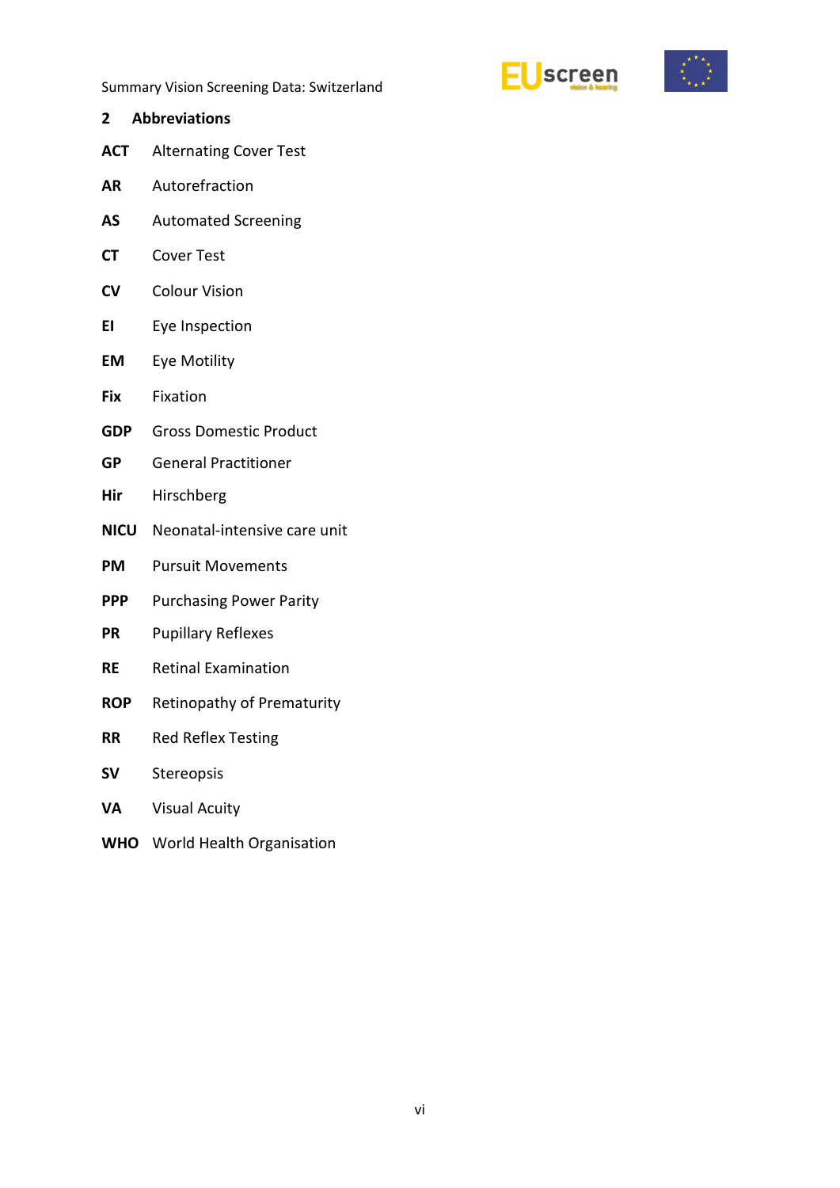## 2 Abbreviations

**ACT** Alternating Cover Test

**AR** Autorefraction

**AS** Automated Screening

**CT** Cover Test

**CV** Colour Vision

**EI** Eye Inspection

**EM** Eye Motility

**Fix** Fixation

**GDP** Gross Domestic Product

**GP** General Practitioner

**Hir** Hirschberg

**NICU** Neonatal-intensive care unit

**PM** Pursuit Movements

**PPP** Purchasing Power Parity

**PR** Pupillary Reflexes

**RE** Retinal Examination

**ROP** Retinopathy of Prematurity

**RR** Red Reflex Testing

**SV** Stereopsis

**VA** Visual Acuity

**WHO** World Health Organisation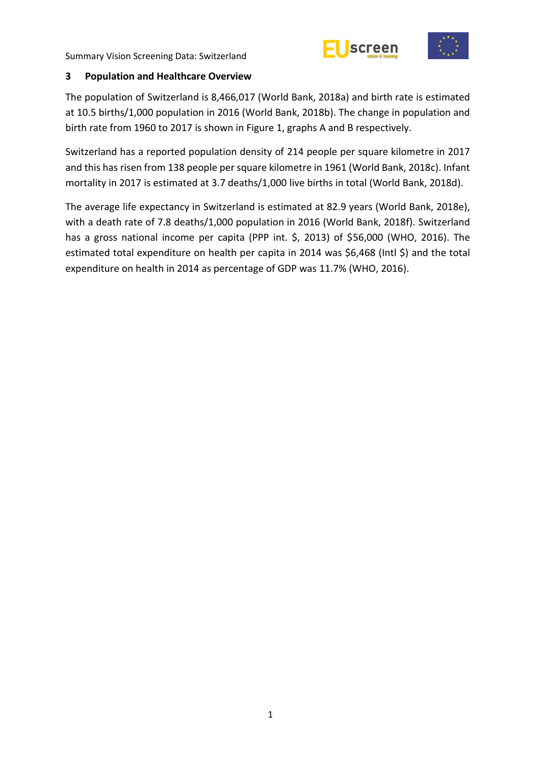## 3 Population and Healthcare Overview

The population of Switzerland is 8,466,017 (World Bank, 2018a) and birth rate is estimated at 10.5 births/1,000 population in 2016 (World Bank, 2018b). The change in population and birth rate from 1960 to 2017 is shown in Figure 1, graphs A and B respectively.

Switzerland has a reported population density of 214 people per square kilometre in 2017 and this has risen from 138 people per square kilometre in 1961 (World Bank, 2018c). Infant mortality in 2017 is estimated at 3.7 deaths/1,000 live births in total (World Bank, 2018d).

The average life expectancy in Switzerland is estimated at 82.9 years (World Bank, 2018e), with a death rate of 7.8 deaths/1,000 population in 2016 (World Bank, 2018f). Switzerland has a gross national income per capita (PPP int. $, 2013) of $56,000 (WHO, 2016). The estimated total expenditure on health per capita in 2014 was $6,468 (Intl $) and the total expenditure on health in 2014 as percentage of GDP was 11.7% (WHO, 2016).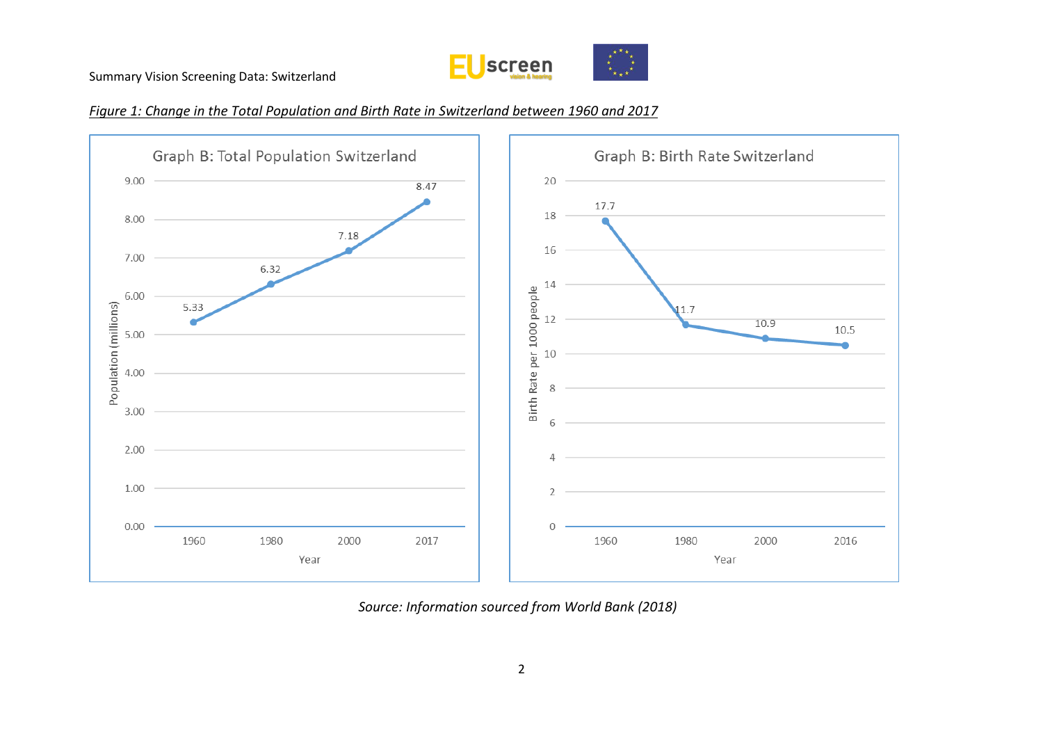*Figure 1: Change in the Total Population and Birth Rate in Switzerland between 1960 and 2017*

**Graph B: Total Population Switzerland**

| Year | Population (millions) |
|---|---|
| 1960 | 5.33 |
| 1980 | 6.32 |
| 2000 | 7.18 |
| 2017 | 8.47 |

**Graph B: Birth Rate Switzerland**

| Year | Birth Rate per 1000 people |
|---|---|
| 1960 | 17.7 |
| 1980 | 11.7 |
| 2000 | 10.9 |
| 2016 | 10.5 |

*Source: Information sourced from World Bank (2018)*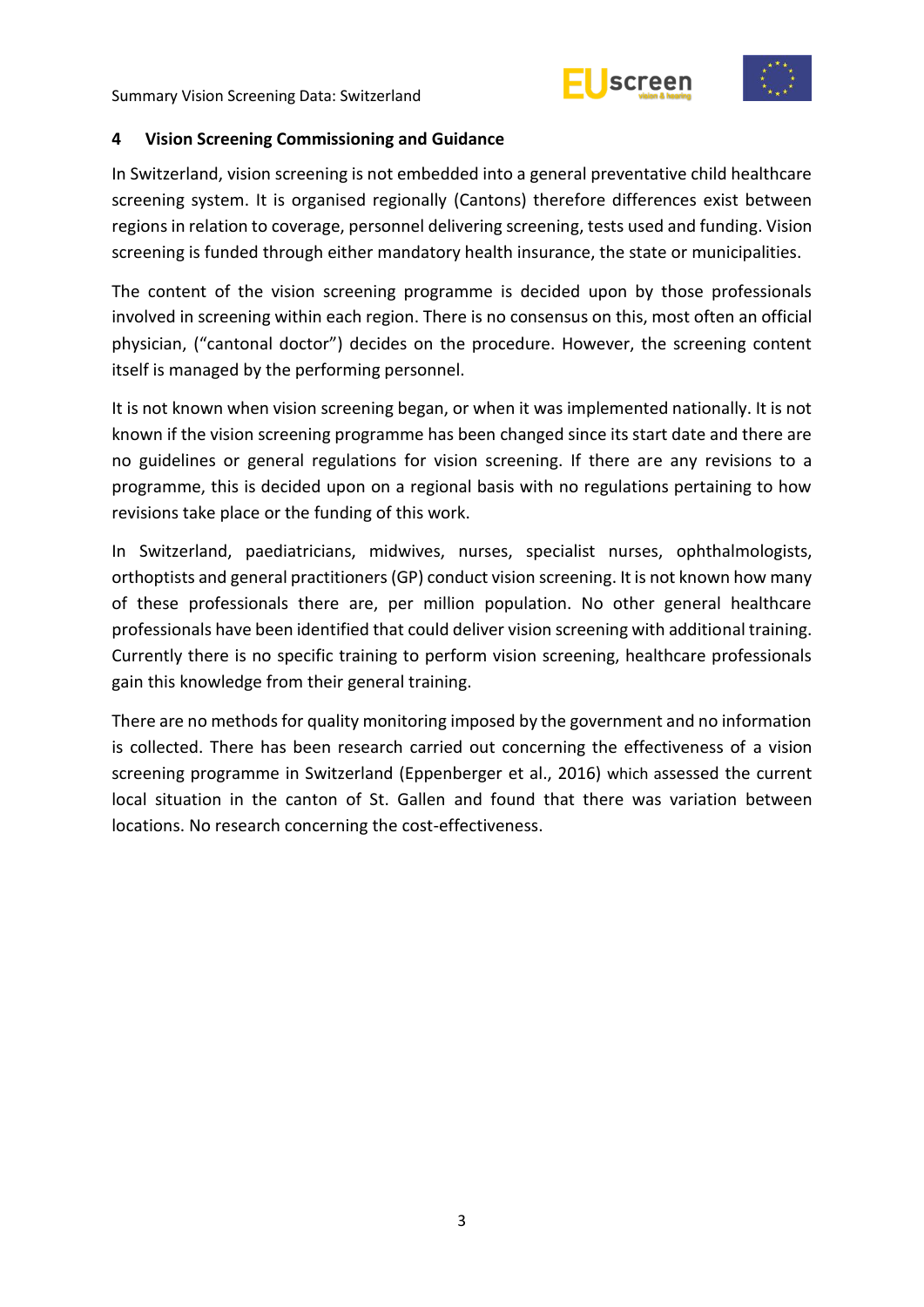## 4 Vision Screening Commissioning and Guidance

In Switzerland, vision screening is not embedded into a general preventative child healthcare screening system. It is organised regionally (Cantons) therefore differences exist between regions in relation to coverage, personnel delivering screening, tests used and funding. Vision screening is funded through either mandatory health insurance, the state or municipalities.

The content of the vision screening programme is decided upon by those professionals involved in screening within each region. There is no consensus on this, most often an official physician, ("cantonal doctor") decides on the procedure. However, the screening content itself is managed by the performing personnel.

It is not known when vision screening began, or when it was implemented nationally. It is not known if the vision screening programme has been changed since its start date and there are no guidelines or general regulations for vision screening. If there are any revisions to a programme, this is decided upon on a regional basis with no regulations pertaining to how revisions take place or the funding of this work.

In Switzerland, paediatricians, midwives, nurses, specialist nurses, ophthalmologists, orthoptists and general practitioners (GP) conduct vision screening. It is not known how many of these professionals there are, per million population. No other general healthcare professionals have been identified that could deliver vision screening with additional training. Currently there is no specific training to perform vision screening, healthcare professionals gain this knowledge from their general training.

There are no methods for quality monitoring imposed by the government and no information is collected. There has been research carried out concerning the effectiveness of a vision screening programme in Switzerland (Eppenberger et al., 2016) which assessed the current local situation in the canton of St. Gallen and found that there was variation between locations. No research concerning the cost-effectiveness.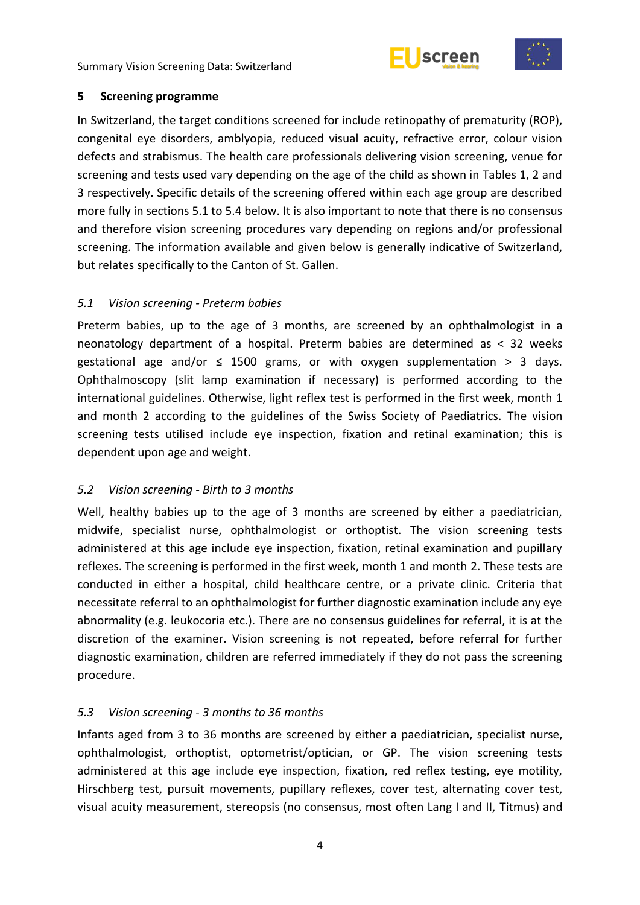## 5 Screening programme

In Switzerland, the target conditions screened for include retinopathy of prematurity (ROP), congenital eye disorders, amblyopia, reduced visual acuity, refractive error, colour vision defects and strabismus. The health care professionals delivering vision screening, venue for screening and tests used vary depending on the age of the child as shown in Tables 1, 2 and 3 respectively. Specific details of the screening offered within each age group are described more fully in sections 5.1 to 5.4 below. It is also important to note that there is no consensus and therefore vision screening procedures vary depending on regions and/or professional screening. The information available and given below is generally indicative of Switzerland, but relates specifically to the Canton of St. Gallen.

### *5.1 Vision screening - Preterm babies*

Preterm babies, up to the age of 3 months, are screened by an ophthalmologist in a neonatology department of a hospital. Preterm babies are determined as < 32 weeks gestational age and/or ≤ 1500 grams, or with oxygen supplementation > 3 days. Ophthalmoscopy (slit lamp examination if necessary) is performed according to the international guidelines. Otherwise, light reflex test is performed in the first week, month 1 and month 2 according to the guidelines of the Swiss Society of Paediatrics. The vision screening tests utilised include eye inspection, fixation and retinal examination; this is dependent upon age and weight.

### *5.2 Vision screening - Birth to 3 months*

Well, healthy babies up to the age of 3 months are screened by either a paediatrician, midwife, specialist nurse, ophthalmologist or orthoptist. The vision screening tests administered at this age include eye inspection, fixation, retinal examination and pupillary reflexes. The screening is performed in the first week, month 1 and month 2. These tests are conducted in either a hospital, child healthcare centre, or a private clinic. Criteria that necessitate referral to an ophthalmologist for further diagnostic examination include any eye abnormality (e.g. leukocoria etc.). There are no consensus guidelines for referral, it is at the discretion of the examiner. Vision screening is not repeated, before referral for further diagnostic examination, children are referred immediately if they do not pass the screening procedure.

### *5.3 Vision screening - 3 months to 36 months*

Infants aged from 3 to 36 months are screened by either a paediatrician, specialist nurse, ophthalmologist, orthoptist, optometrist/optician, or GP. The vision screening tests administered at this age include eye inspection, fixation, red reflex testing, eye motility, Hirschberg test, pursuit movements, pupillary reflexes, cover test, alternating cover test, visual acuity measurement, stereopsis (no consensus, most often Lang I and II, Titmus) and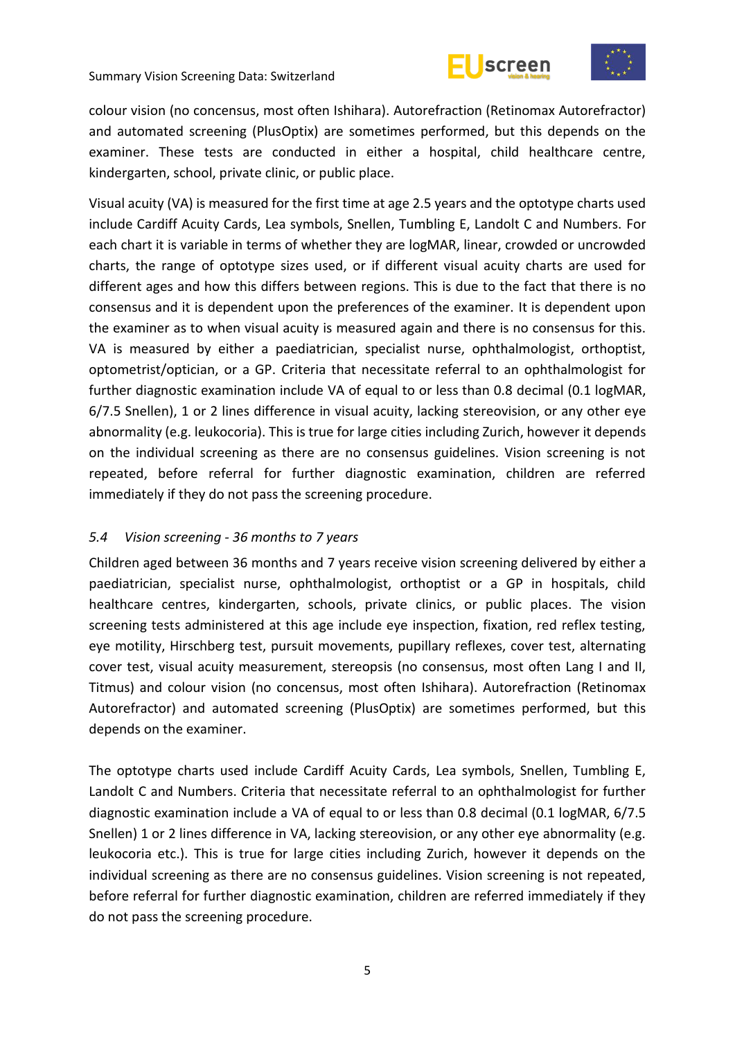colour vision (no concensus, most often Ishihara). Autorefraction (Retinomax Autorefractor) and automated screening (PlusOptix) are sometimes performed, but this depends on the examiner. These tests are conducted in either a hospital, child healthcare centre, kindergarten, school, private clinic, or public place.

Visual acuity (VA) is measured for the first time at age 2.5 years and the optotype charts used include Cardiff Acuity Cards, Lea symbols, Snellen, Tumbling E, Landolt C and Numbers. For each chart it is variable in terms of whether they are logMAR, linear, crowded or uncrowded charts, the range of optotype sizes used, or if different visual acuity charts are used for different ages and how this differs between regions. This is due to the fact that there is no consensus and it is dependent upon the preferences of the examiner. It is dependent upon the examiner as to when visual acuity is measured again and there is no consensus for this. VA is measured by either a paediatrician, specialist nurse, ophthalmologist, orthoptist, optometrist/optician, or a GP. Criteria that necessitate referral to an ophthalmologist for further diagnostic examination include VA of equal to or less than 0.8 decimal (0.1 logMAR, 6/7.5 Snellen), 1 or 2 lines difference in visual acuity, lacking stereovision, or any other eye abnormality (e.g. leukocoria). This is true for large cities including Zurich, however it depends on the individual screening as there are no consensus guidelines. Vision screening is not repeated, before referral for further diagnostic examination, children are referred immediately if they do not pass the screening procedure.

### *5.4 Vision screening - 36 months to 7 years*

Children aged between 36 months and 7 years receive vision screening delivered by either a paediatrician, specialist nurse, ophthalmologist, orthoptist or a GP in hospitals, child healthcare centres, kindergarten, schools, private clinics, or public places. The vision screening tests administered at this age include eye inspection, fixation, red reflex testing, eye motility, Hirschberg test, pursuit movements, pupillary reflexes, cover test, alternating cover test, visual acuity measurement, stereopsis (no consensus, most often Lang I and II, Titmus) and colour vision (no concensus, most often Ishihara). Autorefraction (Retinomax Autorefractor) and automated screening (PlusOptix) are sometimes performed, but this depends on the examiner.

The optotype charts used include Cardiff Acuity Cards, Lea symbols, Snellen, Tumbling E, Landolt C and Numbers. Criteria that necessitate referral to an ophthalmologist for further diagnostic examination include a VA of equal to or less than 0.8 decimal (0.1 logMAR, 6/7.5 Snellen) 1 or 2 lines difference in VA, lacking stereovision, or any other eye abnormality (e.g. leukocoria etc.). This is true for large cities including Zurich, however it depends on the individual screening as there are no consensus guidelines. Vision screening is not repeated, before referral for further diagnostic examination, children are referred immediately if they do not pass the screening procedure.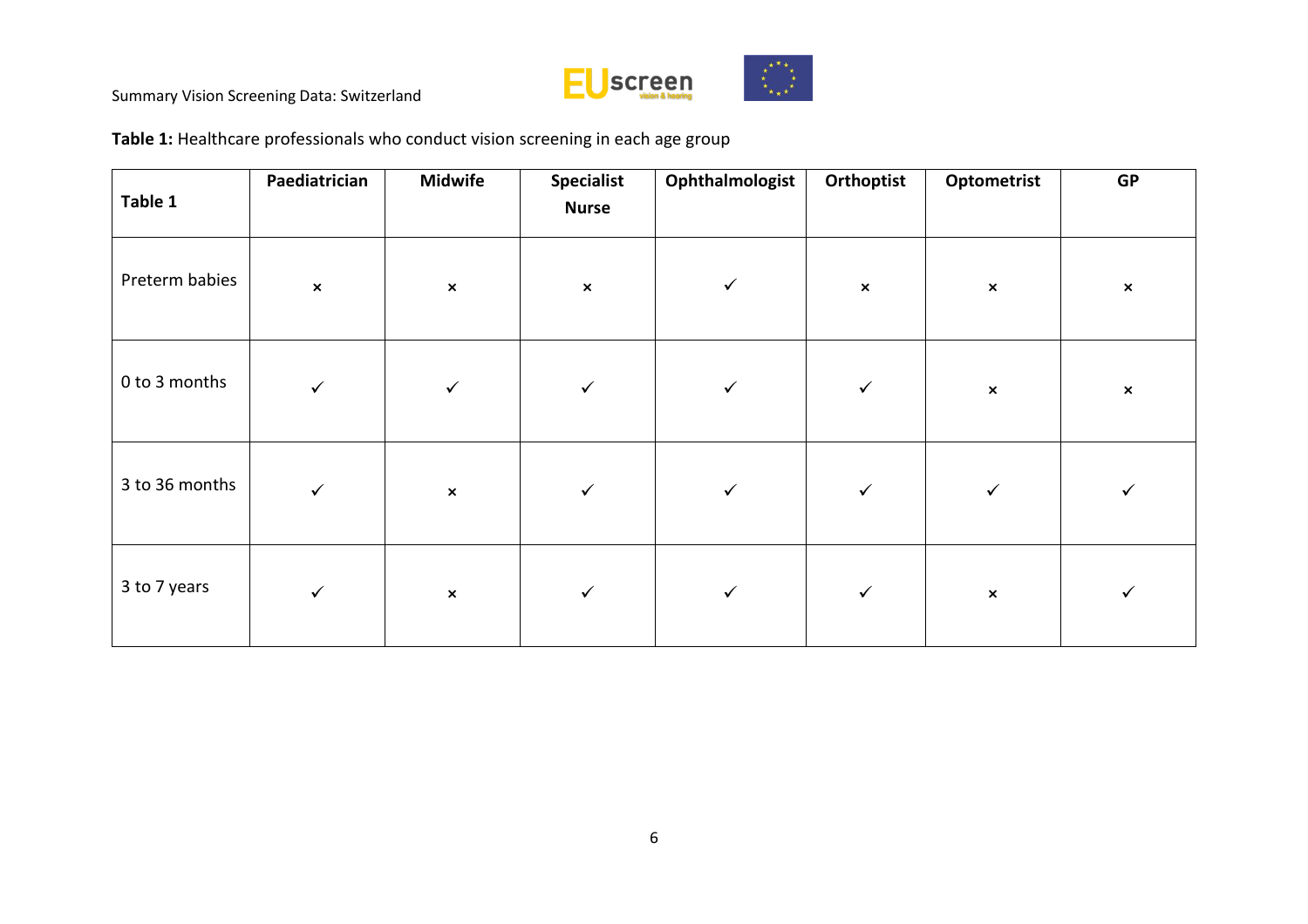**Table 1:** Healthcare professionals who conduct vision screening in each age group

| Table 1 | Paediatrician | Midwife | Specialist Nurse | Ophthalmologist | Orthoptist | Optometrist | GP |
|---|---|---|---|---|---|---|---|
| Preterm babies | × | × | × | ✓ | × | × | × |
| 0 to 3 months | ✓ | ✓ | ✓ | ✓ | ✓ | × | × |
| 3 to 36 months | ✓ | × | ✓ | ✓ | ✓ | ✓ | ✓ |
| 3 to 7 years | ✓ | × | ✓ | ✓ | ✓ | × | ✓ |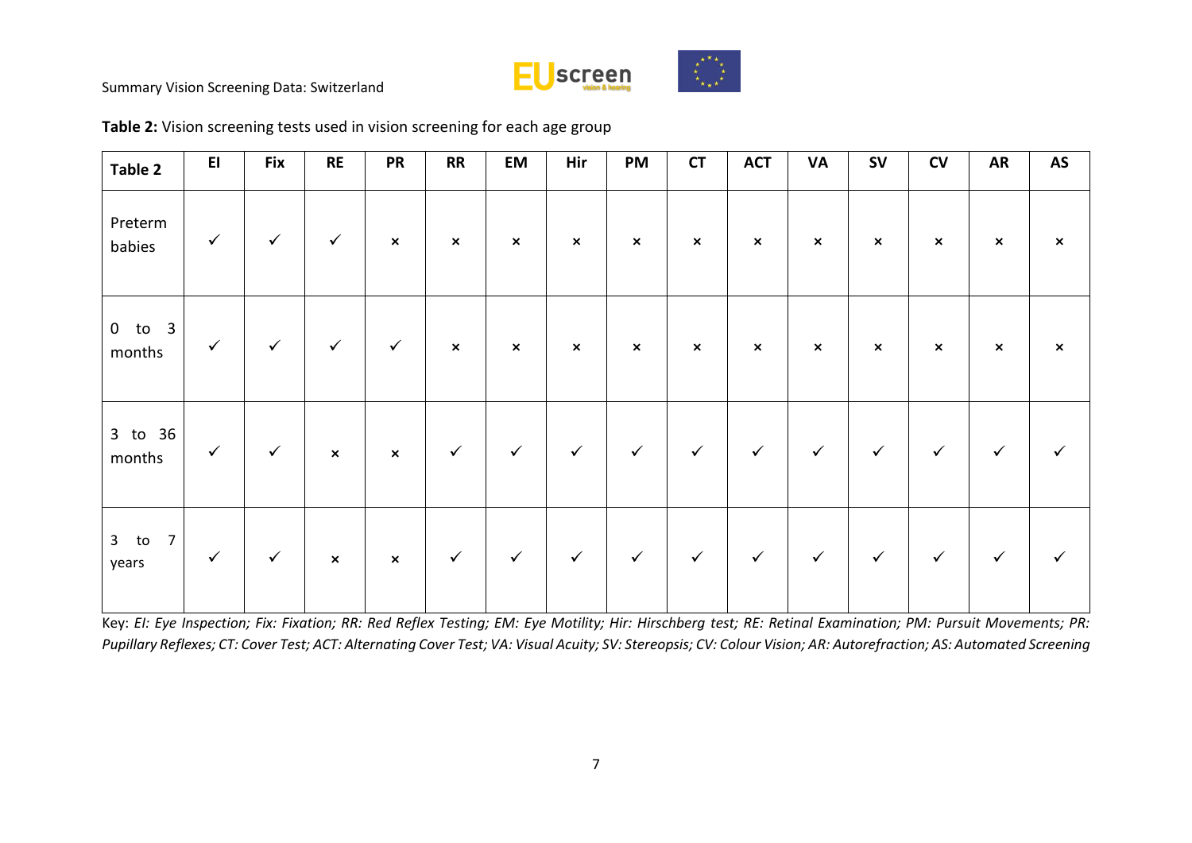**Table 2:** Vision screening tests used in vision screening for each age group

| Table 2 | EI | Fix | RE | PR | RR | EM | Hir | PM | CT | ACT | VA | SV | CV | AR | AS |
|---|---|---|---|---|---|---|---|---|---|---|---|---|---|---|---|
| Preterm babies | ✓ | ✓ | ✓ | × | × | × | × | × | × | × | × | × | × | × | × |
| 0 to 3 months | ✓ | ✓ | ✓ | ✓ | × | × | × | × | × | × | × | × | × | × | × |
| 3 to 36 months | ✓ | ✓ | × | × | ✓ | ✓ | ✓ | ✓ | ✓ | ✓ | ✓ | ✓ | ✓ | ✓ | ✓ |
| 3 to 7 years | ✓ | ✓ | × | × | ✓ | ✓ | ✓ | ✓ | ✓ | ✓ | ✓ | ✓ | ✓ | ✓ | ✓ |

Key: *EI: Eye Inspection; Fix: Fixation; RR: Red Reflex Testing; EM: Eye Motility; Hir: Hirschberg test; RE: Retinal Examination; PM: Pursuit Movements; PR: Pupillary Reflexes; CT: Cover Test; ACT: Alternating Cover Test; VA: Visual Acuity; SV: Stereopsis; CV: Colour Vision; AR: Autorefraction; AS: Automated Screening*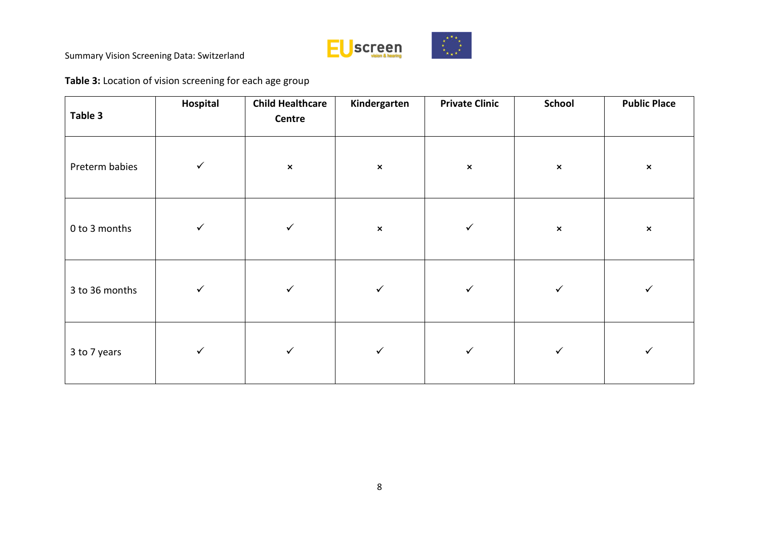**Table 3:** Location of vision screening for each age group

| Table 3 | Hospital | Child Healthcare Centre | Kindergarten | Private Clinic | School | Public Place |
|---|---|---|---|---|---|---|
| Preterm babies | ✓ | × | × | × | × | × |
| 0 to 3 months | ✓ | ✓ | × | ✓ | × | × |
| 3 to 36 months | ✓ | ✓ | ✓ | ✓ | ✓ | ✓ |
| 3 to 7 years | ✓ | ✓ | ✓ | ✓ | ✓ | ✓ |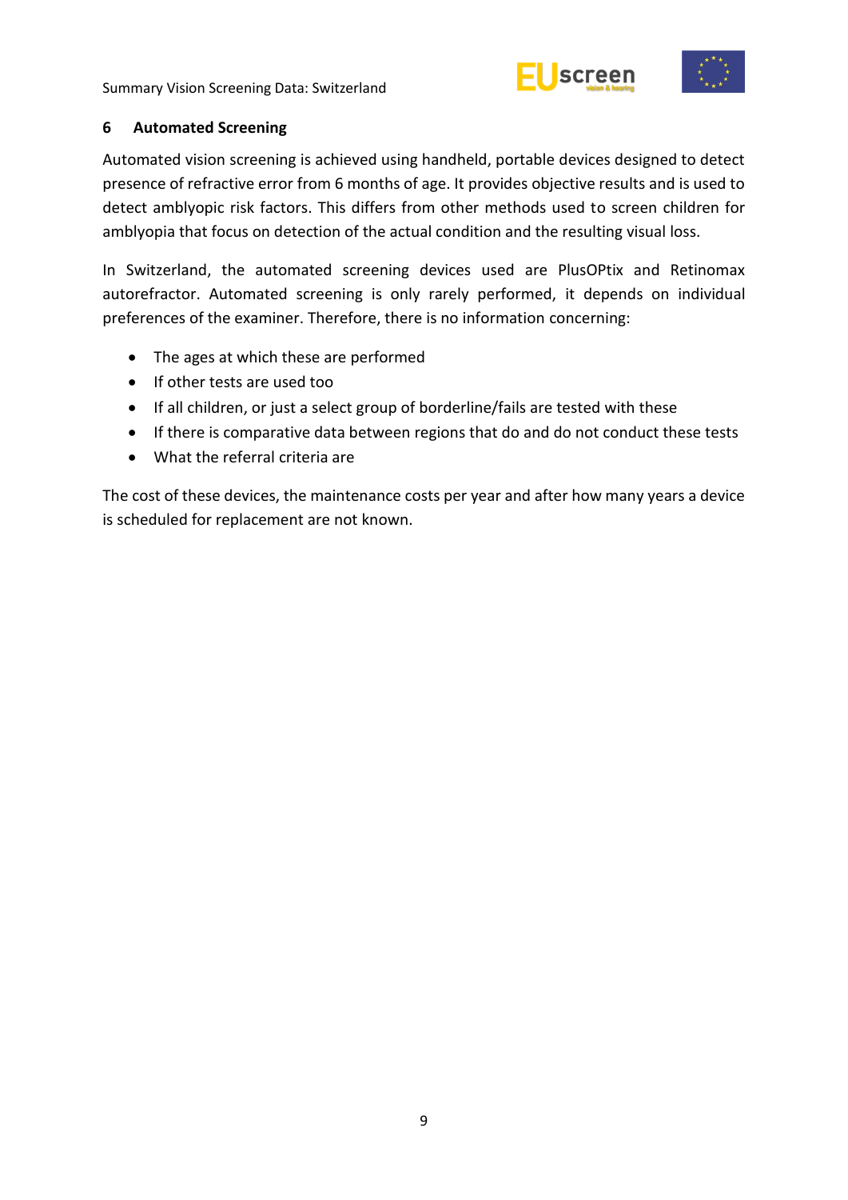## 6 Automated Screening

Automated vision screening is achieved using handheld, portable devices designed to detect presence of refractive error from 6 months of age. It provides objective results and is used to detect amblyopic risk factors. This differs from other methods used to screen children for amblyopia that focus on detection of the actual condition and the resulting visual loss.

In Switzerland, the automated screening devices used are PlusOPtix and Retinomax autorefractor. Automated screening is only rarely performed, it depends on individual preferences of the examiner. Therefore, there is no information concerning:

- The ages at which these are performed
- If other tests are used too
- If all children, or just a select group of borderline/fails are tested with these
- If there is comparative data between regions that do and do not conduct these tests
- What the referral criteria are

The cost of these devices, the maintenance costs per year and after how many years a device is scheduled for replacement are not known.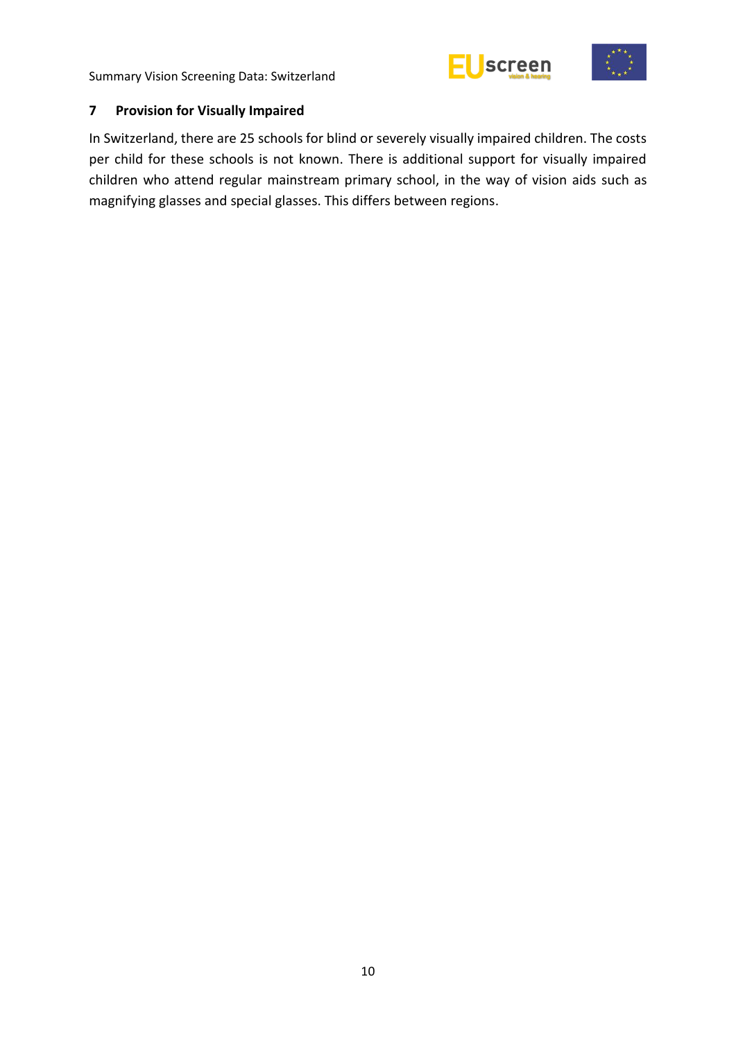## 7 Provision for Visually Impaired

In Switzerland, there are 25 schools for blind or severely visually impaired children. The costs per child for these schools is not known. There is additional support for visually impaired children who attend regular mainstream primary school, in the way of vision aids such as magnifying glasses and special glasses. This differs between regions.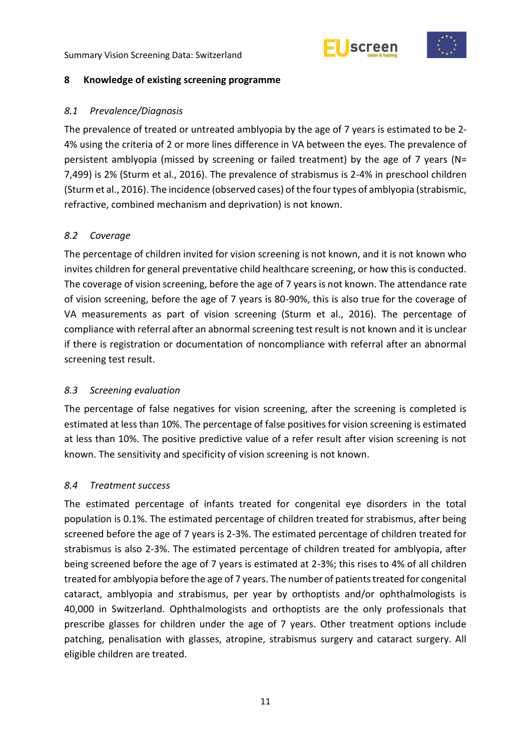## 8 Knowledge of existing screening programme

### *8.1 Prevalence/Diagnosis*

The prevalence of treated or untreated amblyopia by the age of 7 years is estimated to be 2-4% using the criteria of 2 or more lines difference in VA between the eyes. The prevalence of persistent amblyopia (missed by screening or failed treatment) by the age of 7 years (N= 7,499) is 2% (Sturm et al., 2016). The prevalence of strabismus is 2-4% in preschool children (Sturm et al., 2016). The incidence (observed cases) of the four types of amblyopia (strabismic, refractive, combined mechanism and deprivation) is not known.

### *8.2 Coverage*

The percentage of children invited for vision screening is not known, and it is not known who invites children for general preventative child healthcare screening, or how this is conducted. The coverage of vision screening, before the age of 7 years is not known. The attendance rate of vision screening, before the age of 7 years is 80-90%, this is also true for the coverage of VA measurements as part of vision screening (Sturm et al., 2016). The percentage of compliance with referral after an abnormal screening test result is not known and it is unclear if there is registration or documentation of noncompliance with referral after an abnormal screening test result.

### *8.3 Screening evaluation*

The percentage of false negatives for vision screening, after the screening is completed is estimated at less than 10%. The percentage of false positives for vision screening is estimated at less than 10%. The positive predictive value of a refer result after vision screening is not known. The sensitivity and specificity of vision screening is not known.

### *8.4 Treatment success*

The estimated percentage of infants treated for congenital eye disorders in the total population is 0.1%. The estimated percentage of children treated for strabismus, after being screened before the age of 7 years is 2-3%. The estimated percentage of children treated for strabismus is also 2-3%. The estimated percentage of children treated for amblyopia, after being screened before the age of 7 years is estimated at 2-3%; this rises to 4% of all children treated for amblyopia before the age of 7 years. The number of patients treated for congenital cataract, amblyopia and strabismus, per year by orthoptists and/or ophthalmologists is 40,000 in Switzerland. Ophthalmologists and orthoptists are the only professionals that prescribe glasses for children under the age of 7 years. Other treatment options include patching, penalisation with glasses, atropine, strabismus surgery and cataract surgery. All eligible children are treated.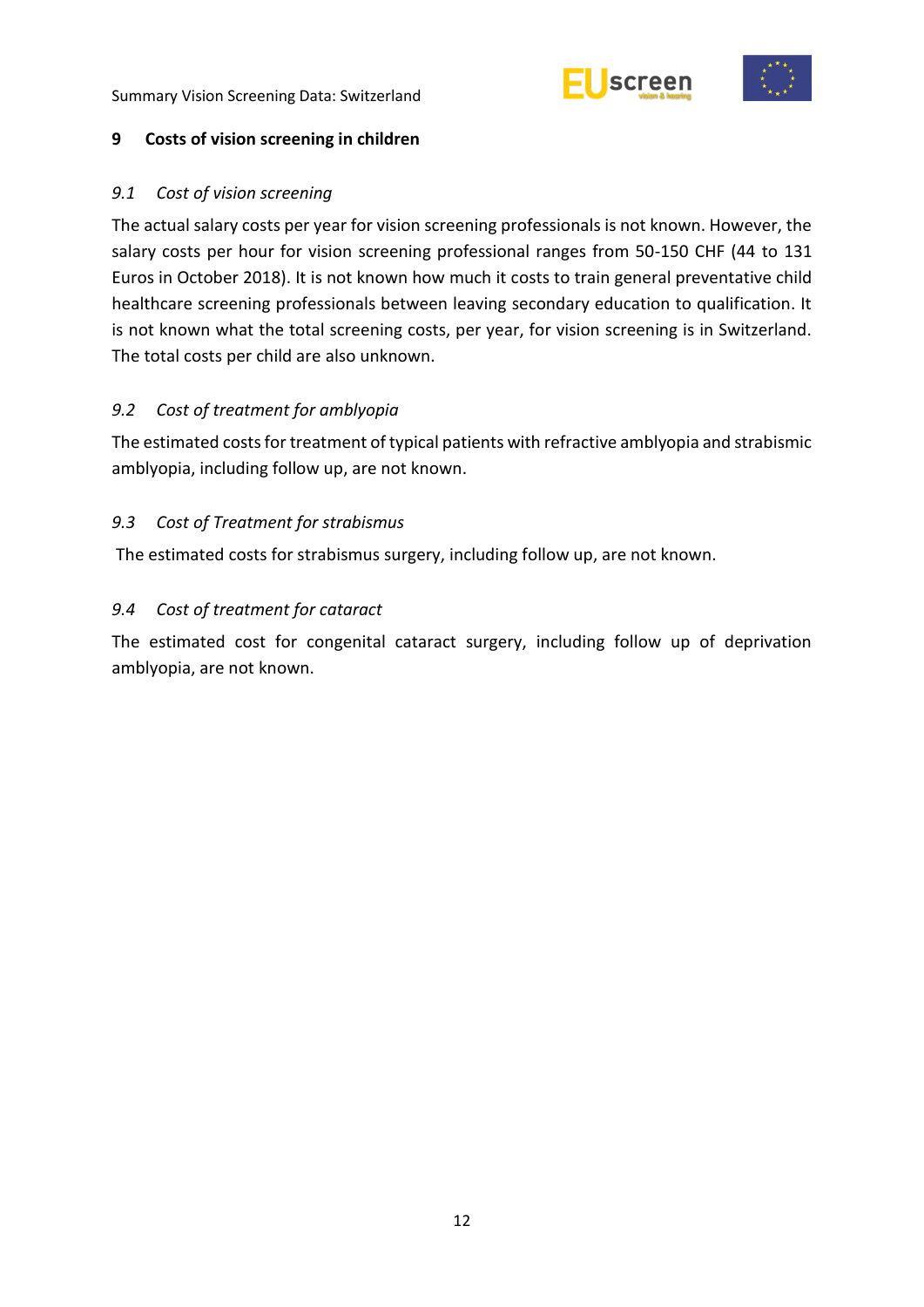## 9 Costs of vision screening in children

### *9.1 Cost of vision screening*

The actual salary costs per year for vision screening professionals is not known. However, the salary costs per hour for vision screening professional ranges from 50-150 CHF (44 to 131 Euros in October 2018). It is not known how much it costs to train general preventative child healthcare screening professionals between leaving secondary education to qualification. It is not known what the total screening costs, per year, for vision screening is in Switzerland. The total costs per child are also unknown.

### *9.2 Cost of treatment for amblyopia*

The estimated costs for treatment of typical patients with refractive amblyopia and strabismic amblyopia, including follow up, are not known.

### *9.3 Cost of Treatment for strabismus*

The estimated costs for strabismus surgery, including follow up, are not known.

### *9.4 Cost of treatment for cataract*

The estimated cost for congenital cataract surgery, including follow up of deprivation amblyopia, are not known.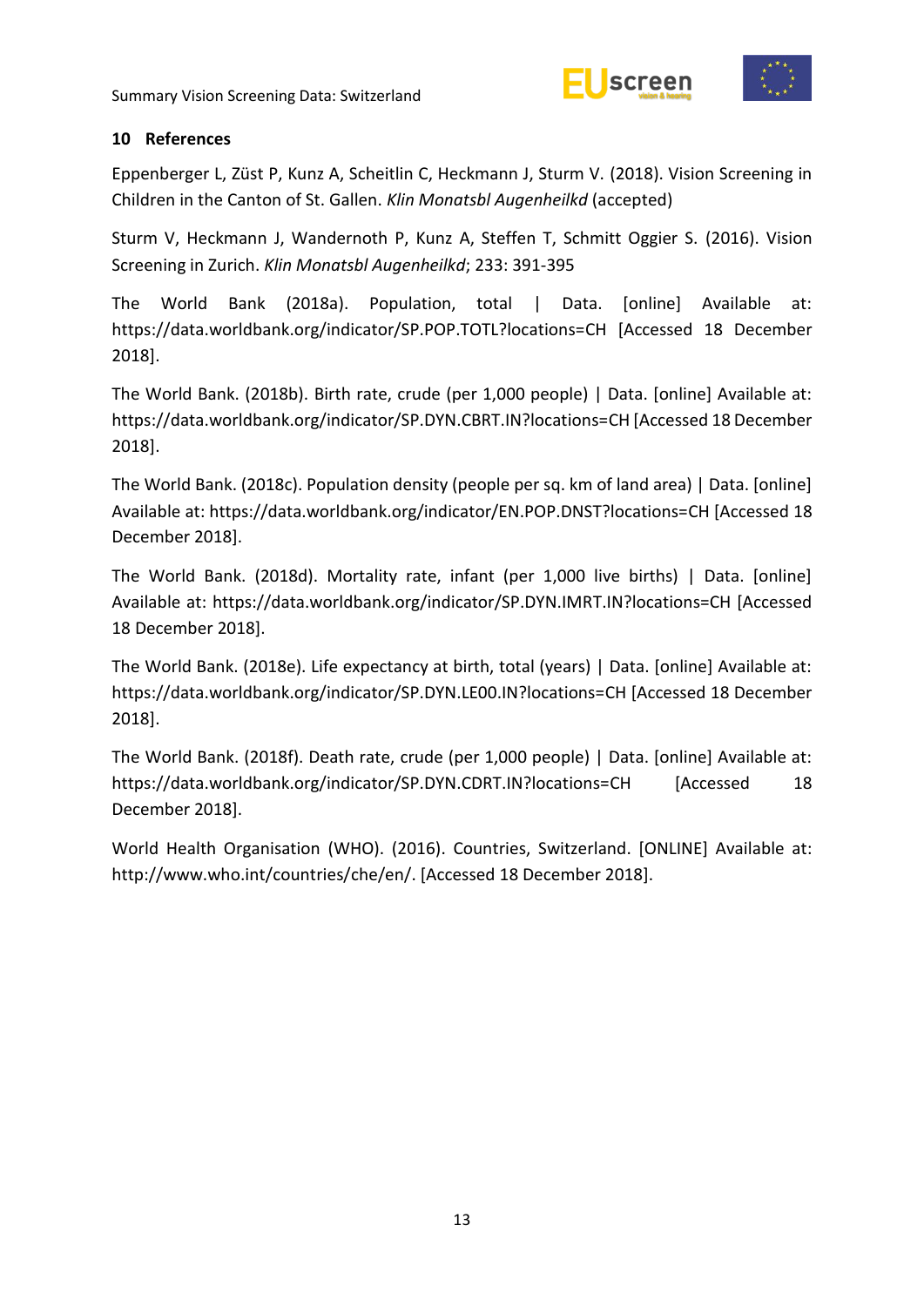## 10 References

Eppenberger L, Züst P, Kunz A, Scheitlin C, Heckmann J, Sturm V. (2018). Vision Screening in Children in the Canton of St. Gallen. *Klin Monatsbl Augenheilkd* (accepted)

Sturm V, Heckmann J, Wandernoth P, Kunz A, Steffen T, Schmitt Oggier S. (2016). Vision Screening in Zurich. *Klin Monatsbl Augenheilkd*; 233: 391-395

The World Bank (2018a). Population, total | Data. [online] Available at: https://data.worldbank.org/indicator/SP.POP.TOTL?locations=CH [Accessed 18 December 2018].

The World Bank. (2018b). Birth rate, crude (per 1,000 people) | Data. [online] Available at: https://data.worldbank.org/indicator/SP.DYN.CBRT.IN?locations=CH [Accessed 18 December 2018].

The World Bank. (2018c). Population density (people per sq. km of land area) | Data. [online] Available at: https://data.worldbank.org/indicator/EN.POP.DNST?locations=CH [Accessed 18 December 2018].

The World Bank. (2018d). Mortality rate, infant (per 1,000 live births) | Data. [online] Available at: https://data.worldbank.org/indicator/SP.DYN.IMRT.IN?locations=CH [Accessed 18 December 2018].

The World Bank. (2018e). Life expectancy at birth, total (years) | Data. [online] Available at: https://data.worldbank.org/indicator/SP.DYN.LE00.IN?locations=CH [Accessed 18 December 2018].

The World Bank. (2018f). Death rate, crude (per 1,000 people) | Data. [online] Available at: https://data.worldbank.org/indicator/SP.DYN.CDRT.IN?locations=CH [Accessed 18 December 2018].

World Health Organisation (WHO). (2016). Countries, Switzerland. [ONLINE] Available at: http://www.who.int/countries/che/en/. [Accessed 18 December 2018].